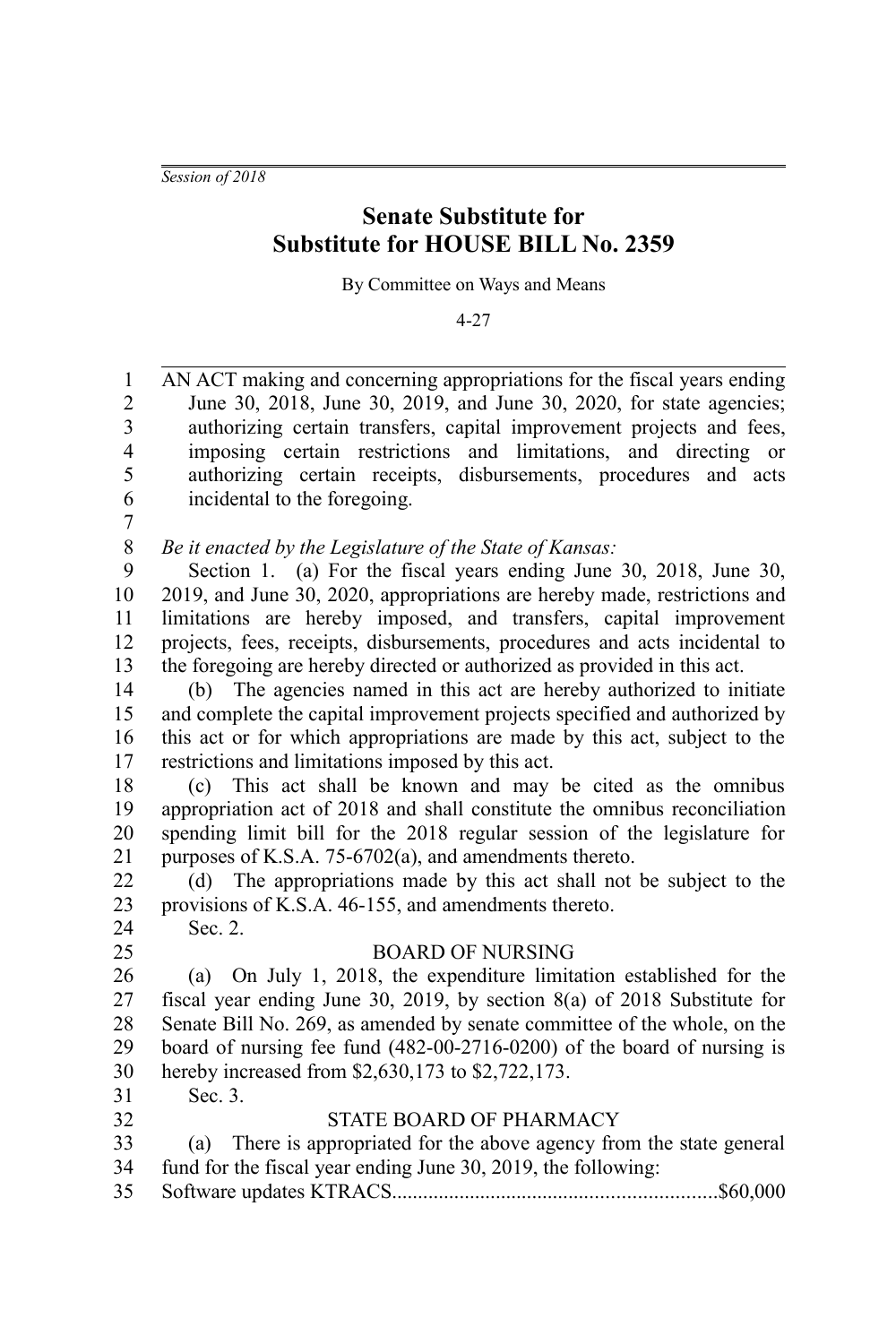*Session of 2018*

# Senate Substitute for Substitute for HOUSE BILL No. 2359

By Committee on Ways and Means

4-27

AN ACT making and concerning appropriations for the fiscal years ending June 30, 2018, June 30, 2019, and June 30, 2020, for state agencies; authorizing certain transfers, capital improvement projects and fees, imposing certain restrictions and limitations, and directing or authorizing certain receipts, disbursements, procedures and acts incidental to the foregoing.

*Be it enacted by the Legislature of the State of Kansas:*

Section 1. (a) For the fiscal years ending June 30, 2018, June 30, 2019, and June 30, 2020, appropriations are hereby made, restrictions and limitations are hereby imposed, and transfers, capital improvement projects, fees, receipts, disbursements, procedures and acts incidental to the foregoing are hereby directed or authorized as provided in this act.

(b) The agencies named in this act are hereby authorized to initiate and complete the capital improvement projects specified and authorized by this act or for which appropriations are made by this act, subject to the restrictions and limitations imposed by this act.

(c) This act shall be known and may be cited as the omnibus appropriation act of 2018 and shall constitute the omnibus reconciliation spending limit bill for the 2018 regular session of the legislature for purposes of K.S.A. 75-6702(a), and amendments thereto.

(d) The appropriations made by this act shall not be subject to the provisions of K.S.A. 46-155, and amendments thereto.

Sec. 2.

BOARD OF NURSING

(a) On July 1, 2018, the expenditure limitation established for the fiscal year ending June 30, 2019, by section 8(a) of 2018 Substitute for Senate Bill No. 269, as amended by senate committee of the whole, on the board of nursing fee fund (482-00-2716-0200) of the board of nursing is hereby increased from $2,630,173 to $2,722,173.

Sec. 3.

STATE BOARD OF PHARMACY

(a) There is appropriated for the above agency from the state general fund for the fiscal year ending June 30, 2019, the following:

Software updates KTRACS............................................................$60,000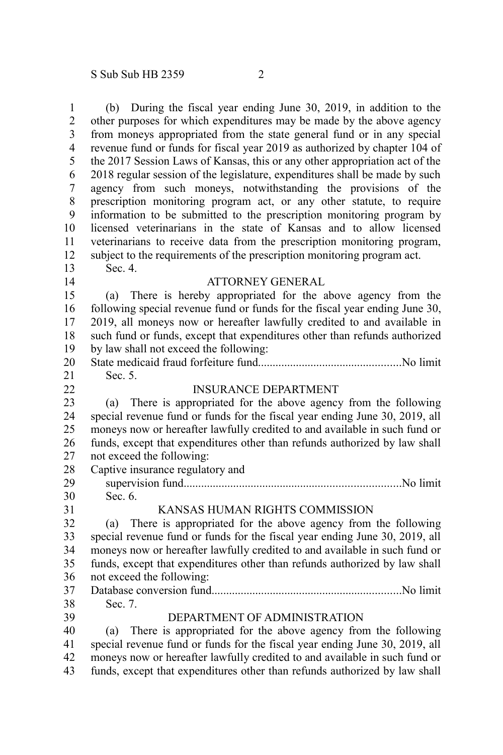(b) During the fiscal year ending June 30, 2019, in addition to the other purposes for which expenditures may be made by the above agency from moneys appropriated from the state general fund or in any special revenue fund or funds for fiscal year 2019 as authorized by chapter 104 of the 2017 Session Laws of Kansas, this or any other appropriation act of the 2018 regular session of the legislature, expenditures shall be made by such agency from such moneys, notwithstanding the provisions of the prescription monitoring program act, or any other statute, to require information to be submitted to the prescription monitoring program by licensed veterinarians in the state of Kansas and to allow licensed veterinarians to receive data from the prescription monitoring program, subject to the requirements of the prescription monitoring program act.

Sec. 4.

## ATTORNEY GENERAL

(a) There is hereby appropriated for the above agency from the following special revenue fund or funds for the fiscal year ending June 30, 2019, all moneys now or hereafter lawfully credited to and available in such fund or funds, except that expenditures other than refunds authorized by law shall not exceed the following:

State medicaid fraud forfeiture fund.................................................No limit

Sec. 5.

## INSURANCE DEPARTMENT

(a) There is appropriated for the above agency from the following special revenue fund or funds for the fiscal year ending June 30, 2019, all moneys now or hereafter lawfully credited to and available in such fund or funds, except that expenditures other than refunds authorized by law shall not exceed the following:

Captive insurance regulatory and supervision fund..........................................................................No limit

Sec. 6.

## KANSAS HUMAN RIGHTS COMMISSION

(a) There is appropriated for the above agency from the following special revenue fund or funds for the fiscal year ending June 30, 2019, all moneys now or hereafter lawfully credited to and available in such fund or funds, except that expenditures other than refunds authorized by law shall not exceed the following:

Database conversion fund.................................................................No limit

Sec. 7.

## DEPARTMENT OF ADMINISTRATION

(a) There is appropriated for the above agency from the following special revenue fund or funds for the fiscal year ending June 30, 2019, all moneys now or hereafter lawfully credited to and available in such fund or funds, except that expenditures other than refunds authorized by law shall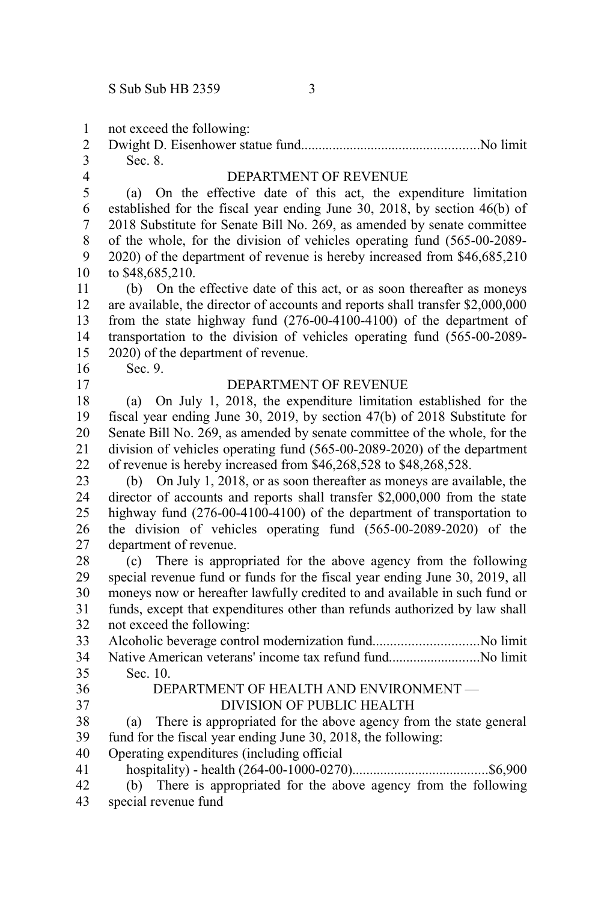not exceed the following:

Dwight D. Eisenhower statue fund...................................................No limit

Sec. 8.

DEPARTMENT OF REVENUE

(a) On the effective date of this act, the expenditure limitation established for the fiscal year ending June 30, 2018, by section 46(b) of 2018 Substitute for Senate Bill No. 269, as amended by senate committee of the whole, for the division of vehicles operating fund (565-00-2089-2020) of the department of revenue is hereby increased from $46,685,210 to $48,685,210.

(b) On the effective date of this act, or as soon thereafter as moneys are available, the director of accounts and reports shall transfer $2,000,000 from the state highway fund (276-00-4100-4100) of the department of transportation to the division of vehicles operating fund (565-00-2089-2020) of the department of revenue.

Sec. 9.

DEPARTMENT OF REVENUE

(a) On July 1, 2018, the expenditure limitation established for the fiscal year ending June 30, 2019, by section 47(b) of 2018 Substitute for Senate Bill No. 269, as amended by senate committee of the whole, for the division of vehicles operating fund (565-00-2089-2020) of the department of revenue is hereby increased from $46,268,528 to $48,268,528.

(b) On July 1, 2018, or as soon thereafter as moneys are available, the director of accounts and reports shall transfer $2,000,000 from the state highway fund (276-00-4100-4100) of the department of transportation to the division of vehicles operating fund (565-00-2089-2020) of the department of revenue.

(c) There is appropriated for the above agency from the following special revenue fund or funds for the fiscal year ending June 30, 2019, all moneys now or hereafter lawfully credited to and available in such fund or funds, except that expenditures other than refunds authorized by law shall not exceed the following:

Alcoholic beverage control modernization fund..............................No limit

Native American veterans' income tax refund fund..........................No limit

Sec. 10.

DEPARTMENT OF HEALTH AND ENVIRONMENT — DIVISION OF PUBLIC HEALTH

(a) There is appropriated for the above agency from the state general fund for the fiscal year ending June 30, 2018, the following:

Operating expenditures (including official hospitality) - health (264-00-1000-0270).......................................$6,900

(b) There is appropriated for the above agency from the following special revenue fund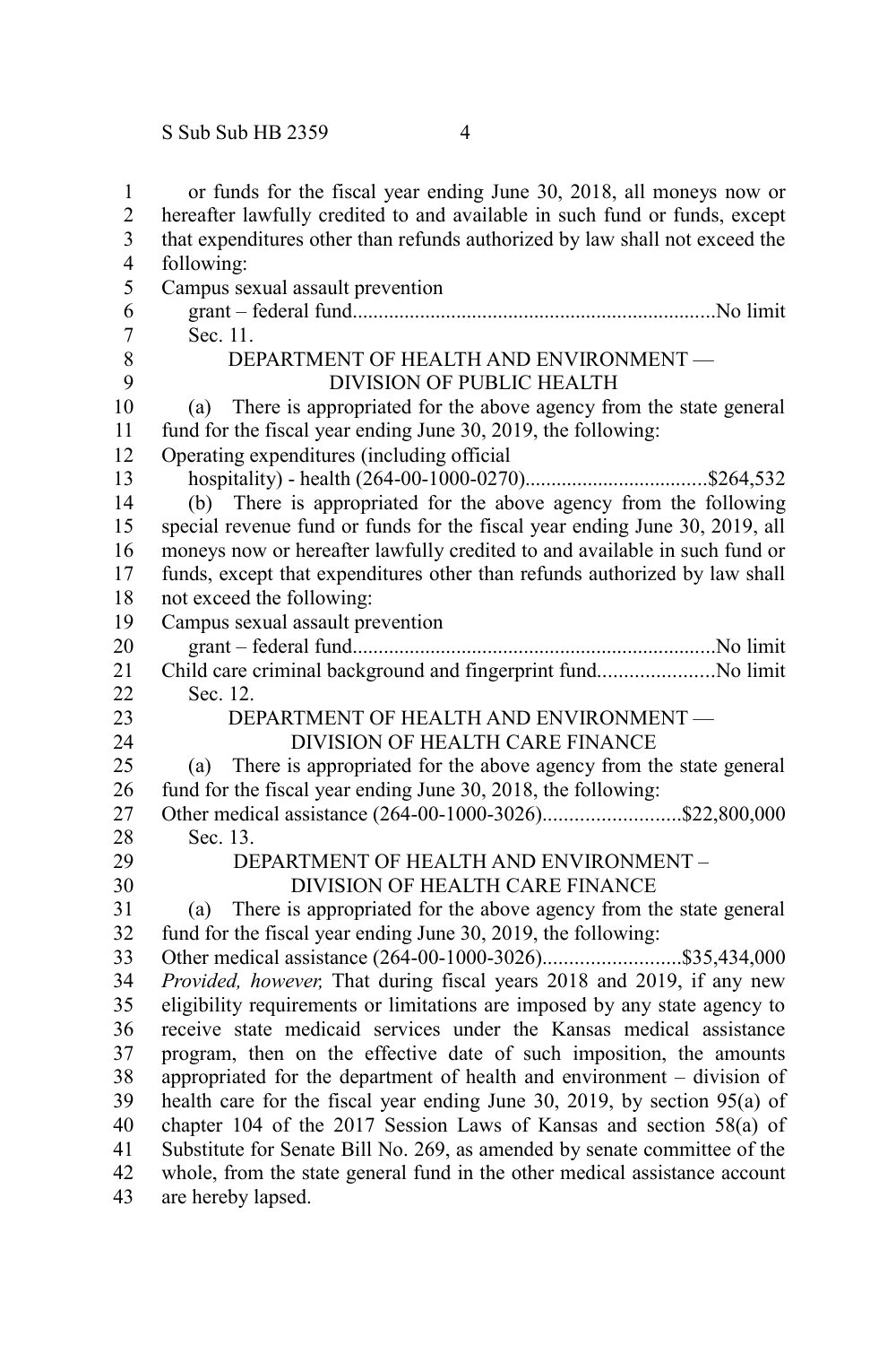or funds for the fiscal year ending June 30, 2018, all moneys now or hereafter lawfully credited to and available in such fund or funds, except that expenditures other than refunds authorized by law shall not exceed the following:

Campus sexual assault prevention grant – federal fund......................................................................No limit

Sec. 11.

DEPARTMENT OF HEALTH AND ENVIRONMENT — DIVISION OF PUBLIC HEALTH

(a) There is appropriated for the above agency from the state general fund for the fiscal year ending June 30, 2019, the following:

Operating expenditures (including official hospitality) - health (264-00-1000-0270)...................................$264,532

(b) There is appropriated for the above agency from the following special revenue fund or funds for the fiscal year ending June 30, 2019, all moneys now or hereafter lawfully credited to and available in such fund or funds, except that expenditures other than refunds authorized by law shall not exceed the following:

Campus sexual assault prevention grant – federal fund......................................................................No limit

Child care criminal background and fingerprint fund......................No limit

Sec. 12.

DEPARTMENT OF HEALTH AND ENVIRONMENT — DIVISION OF HEALTH CARE FINANCE

(a) There is appropriated for the above agency from the state general fund for the fiscal year ending June 30, 2018, the following:

Other medical assistance (264-00-1000-3026)..........................$22,800,000

Sec. 13.

DEPARTMENT OF HEALTH AND ENVIRONMENT – DIVISION OF HEALTH CARE FINANCE

(a) There is appropriated for the above agency from the state general fund for the fiscal year ending June 30, 2019, the following:

Other medical assistance (264-00-1000-3026)..........................$35,434,000

*Provided, however,* That during fiscal years 2018 and 2019, if any new eligibility requirements or limitations are imposed by any state agency to receive state medicaid services under the Kansas medical assistance program, then on the effective date of such imposition, the amounts appropriated for the department of health and environment – division of health care for the fiscal year ending June 30, 2019, by section 95(a) of chapter 104 of the 2017 Session Laws of Kansas and section 58(a) of Substitute for Senate Bill No. 269, as amended by senate committee of the whole, from the state general fund in the other medical assistance account are hereby lapsed.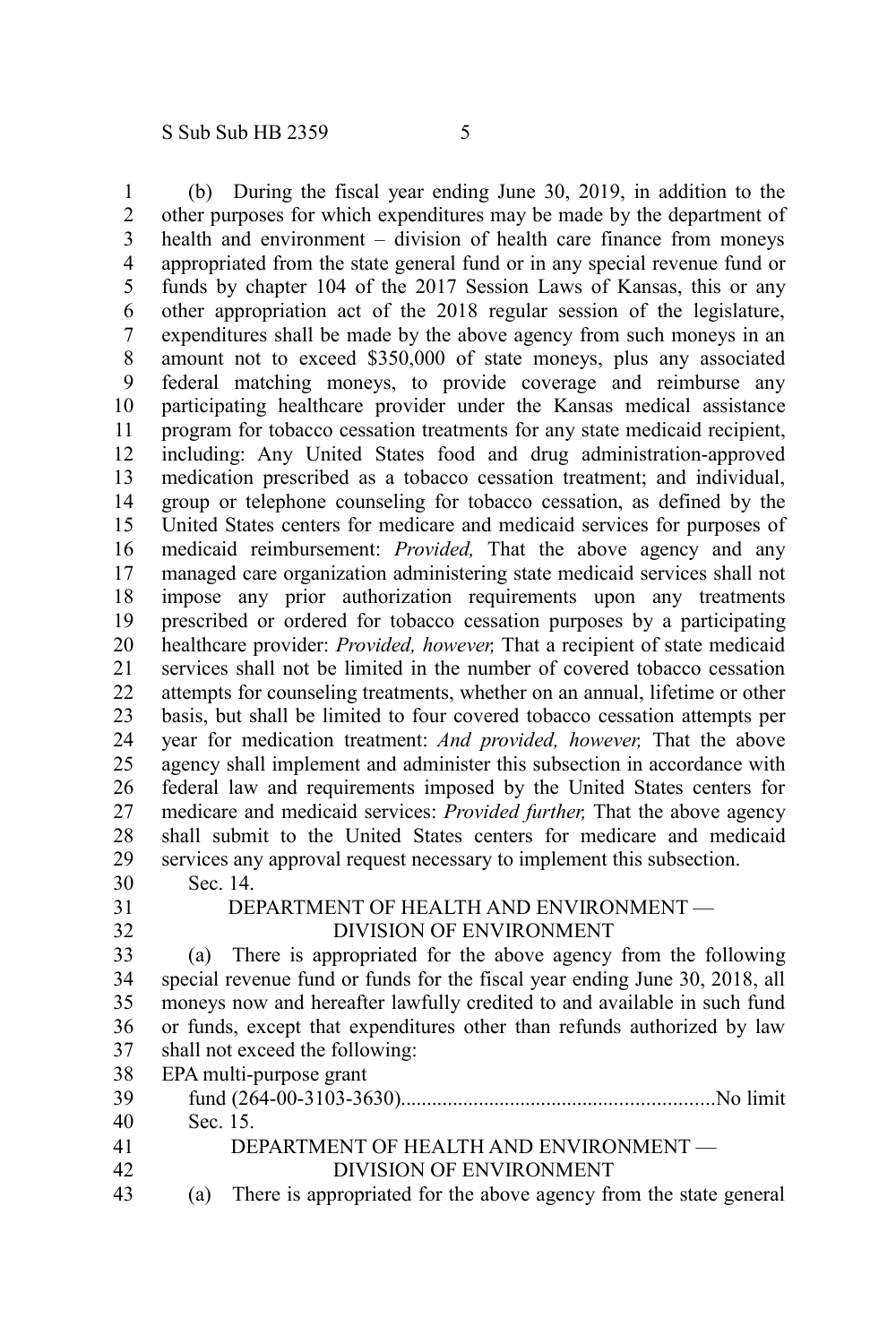(b) During the fiscal year ending June 30, 2019, in addition to the other purposes for which expenditures may be made by the department of health and environment – division of health care finance from moneys appropriated from the state general fund or in any special revenue fund or funds by chapter 104 of the 2017 Session Laws of Kansas, this or any other appropriation act of the 2018 regular session of the legislature, expenditures shall be made by the above agency from such moneys in an amount not to exceed $350,000 of state moneys, plus any associated federal matching moneys, to provide coverage and reimburse any participating healthcare provider under the Kansas medical assistance program for tobacco cessation treatments for any state medicaid recipient, including: Any United States food and drug administration-approved medication prescribed as a tobacco cessation treatment; and individual, group or telephone counseling for tobacco cessation, as defined by the United States centers for medicare and medicaid services for purposes of medicaid reimbursement: *Provided,* That the above agency and any managed care organization administering state medicaid services shall not impose any prior authorization requirements upon any treatments prescribed or ordered for tobacco cessation purposes by a participating healthcare provider: *Provided, however,* That a recipient of state medicaid services shall not be limited in the number of covered tobacco cessation attempts for counseling treatments, whether on an annual, lifetime or other basis, but shall be limited to four covered tobacco cessation attempts per year for medication treatment: *And provided, however,* That the above agency shall implement and administer this subsection in accordance with federal law and requirements imposed by the United States centers for medicare and medicaid services: *Provided further,* That the above agency shall submit to the United States centers for medicare and medicaid services any approval request necessary to implement this subsection.

Sec. 14.

DEPARTMENT OF HEALTH AND ENVIRONMENT — DIVISION OF ENVIRONMENT

(a) There is appropriated for the above agency from the following special revenue fund or funds for the fiscal year ending June 30, 2018, all moneys now and hereafter lawfully credited to and available in such fund or funds, except that expenditures other than refunds authorized by law shall not exceed the following:

EPA multi-purpose grant fund (264-00-3103-3630)............................................................No limit

Sec. 15.

DEPARTMENT OF HEALTH AND ENVIRONMENT — DIVISION OF ENVIRONMENT

(a) There is appropriated for the above agency from the state general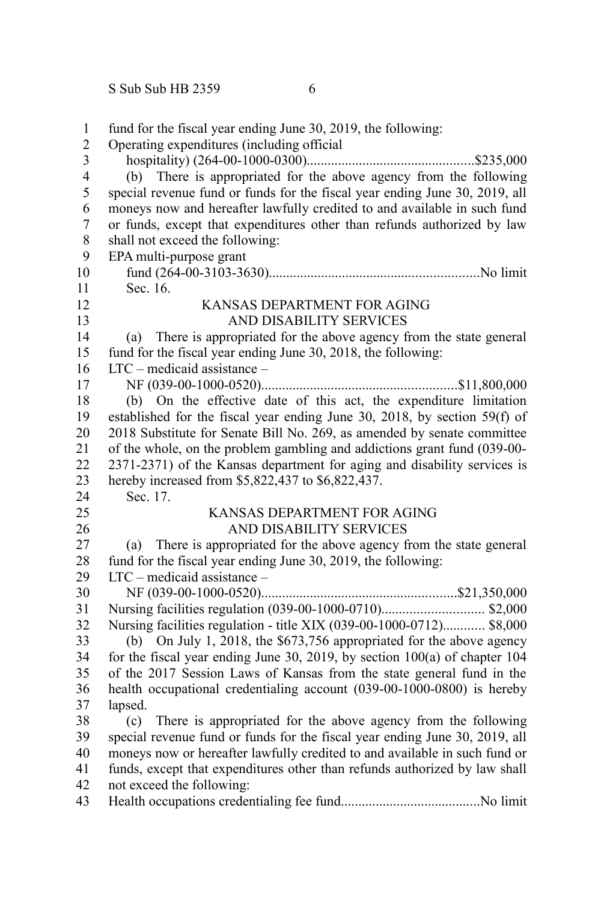fund for the fiscal year ending June 30, 2019, the following:

Operating expenditures (including official hospitality) (264-00-1000-0300)................................................$235,000

(b) There is appropriated for the above agency from the following special revenue fund or funds for the fiscal year ending June 30, 2019, all moneys now and hereafter lawfully credited to and available in such fund or funds, except that expenditures other than refunds authorized by law shall not exceed the following:

EPA multi-purpose grant fund (264-00-3103-3630)............................................................No limit

Sec. 16.

KANSAS DEPARTMENT FOR AGING AND DISABILITY SERVICES

(a) There is appropriated for the above agency from the state general fund for the fiscal year ending June 30, 2018, the following:

LTC – medicaid assistance – NF (039-00-1000-0520)........................................................$11,800,000

(b) On the effective date of this act, the expenditure limitation established for the fiscal year ending June 30, 2018, by section 59(f) of 2018 Substitute for Senate Bill No. 269, as amended by senate committee of the whole, on the problem gambling and addictions grant fund (039-00-2371-2371) of the Kansas department for aging and disability services is hereby increased from $5,822,437 to $6,822,437.

Sec. 17.

KANSAS DEPARTMENT FOR AGING AND DISABILITY SERVICES

(a) There is appropriated for the above agency from the state general fund for the fiscal year ending June 30, 2019, the following:

LTC – medicaid assistance – NF (039-00-1000-0520)........................................................$21,350,000

Nursing facilities regulation (039-00-1000-0710)............................. $2,000

Nursing facilities regulation - title XIX (039-00-1000-0712)............ $8,000

(b) On July 1, 2018, the $673,756 appropriated for the above agency for the fiscal year ending June 30, 2019, by section 100(a) of chapter 104 of the 2017 Session Laws of Kansas from the state general fund in the health occupational credentialing account (039-00-1000-0800) is hereby lapsed.

(c) There is appropriated for the above agency from the following special revenue fund or funds for the fiscal year ending June 30, 2019, all moneys now or hereafter lawfully credited to and available in such fund or funds, except that expenditures other than refunds authorized by law shall not exceed the following:

Health occupations credentialing fee fund........................................No limit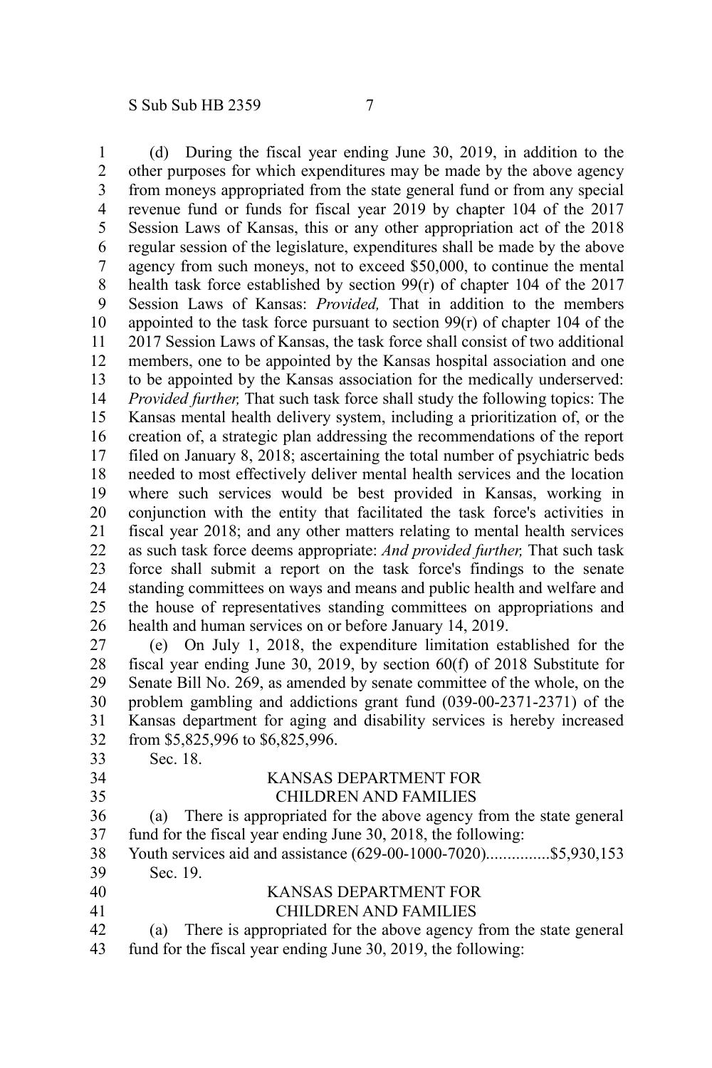(d) During the fiscal year ending June 30, 2019, in addition to the other purposes for which expenditures may be made by the above agency from moneys appropriated from the state general fund or from any special revenue fund or funds for fiscal year 2019 by chapter 104 of the 2017 Session Laws of Kansas, this or any other appropriation act of the 2018 regular session of the legislature, expenditures shall be made by the above agency from such moneys, not to exceed $50,000, to continue the mental health task force established by section 99(r) of chapter 104 of the 2017 Session Laws of Kansas: *Provided,* That in addition to the members appointed to the task force pursuant to section 99(r) of chapter 104 of the 2017 Session Laws of Kansas, the task force shall consist of two additional members, one to be appointed by the Kansas hospital association and one to be appointed by the Kansas association for the medically underserved: *Provided further,* That such task force shall study the following topics: The Kansas mental health delivery system, including a prioritization of, or the creation of, a strategic plan addressing the recommendations of the report filed on January 8, 2018; ascertaining the total number of psychiatric beds needed to most effectively deliver mental health services and the location where such services would be best provided in Kansas, working in conjunction with the entity that facilitated the task force's activities in fiscal year 2018; and any other matters relating to mental health services as such task force deems appropriate: *And provided further,* That such task force shall submit a report on the task force's findings to the senate standing committees on ways and means and public health and welfare and the house of representatives standing committees on appropriations and health and human services on or before January 14, 2019.

(e) On July 1, 2018, the expenditure limitation established for the fiscal year ending June 30, 2019, by section 60(f) of 2018 Substitute for Senate Bill No. 269, as amended by senate committee of the whole, on the problem gambling and addictions grant fund (039-00-2371-2371) of the Kansas department for aging and disability services is hereby increased from $5,825,996 to $6,825,996.

Sec. 18.

KANSAS DEPARTMENT FOR
CHILDREN AND FAMILIES

(a) There is appropriated for the above agency from the state general fund for the fiscal year ending June 30, 2018, the following:

Youth services aid and assistance (629-00-1000-7020)...............$5,930,153

Sec. 19.

KANSAS DEPARTMENT FOR
CHILDREN AND FAMILIES

(a) There is appropriated for the above agency from the state general fund for the fiscal year ending June 30, 2019, the following: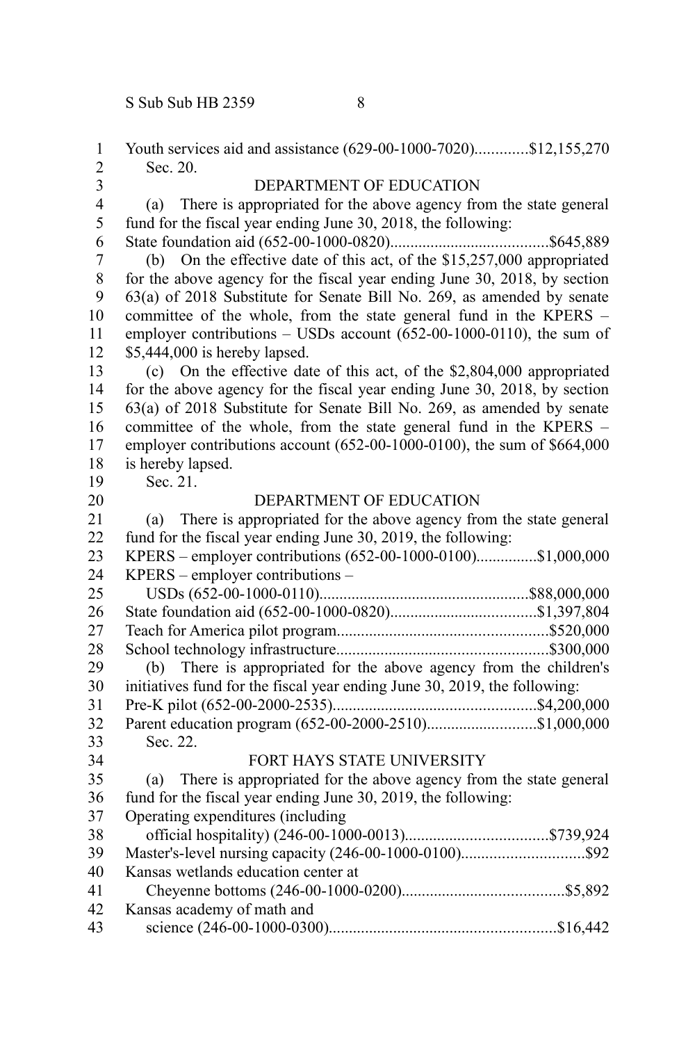Youth services aid and assistance (629-00-1000-7020).............$12,155,270

Sec. 20.

DEPARTMENT OF EDUCATION

(a) There is appropriated for the above agency from the state general fund for the fiscal year ending June 30, 2018, the following:

State foundation aid (652-00-1000-0820).......................................$645,889

(b) On the effective date of this act, of the $15,257,000 appropriated for the above agency for the fiscal year ending June 30, 2018, by section 63(a) of 2018 Substitute for Senate Bill No. 269, as amended by senate committee of the whole, from the state general fund in the KPERS – employer contributions – USDs account (652-00-1000-0110), the sum of $5,444,000 is hereby lapsed.

(c) On the effective date of this act, of the $2,804,000 appropriated for the above agency for the fiscal year ending June 30, 2018, by section 63(a) of 2018 Substitute for Senate Bill No. 269, as amended by senate committee of the whole, from the state general fund in the KPERS – employer contributions account (652-00-1000-0100), the sum of $664,000 is hereby lapsed.

Sec. 21.

DEPARTMENT OF EDUCATION

(a) There is appropriated for the above agency from the state general fund for the fiscal year ending June 30, 2019, the following:

KPERS – employer contributions (652-00-1000-0100)...............$1,000,000

KPERS – employer contributions –
USDs (652-00-1000-0110)....................................................$88,000,000

State foundation aid (652-00-1000-0820)....................................$1,397,804

Teach for America pilot program....................................................$520,000

School technology infrastructure....................................................$300,000

(b) There is appropriated for the above agency from the children's initiatives fund for the fiscal year ending June 30, 2019, the following:

Pre-K pilot (652-00-2000-2535)..................................................$4,200,000

Parent education program (652-00-2000-2510)...........................$1,000,000

Sec. 22.

FORT HAYS STATE UNIVERSITY

(a) There is appropriated for the above agency from the state general fund for the fiscal year ending June 30, 2019, the following:

Operating expenditures (including
official hospitality) (246-00-1000-0013)...................................$739,924

Master's-level nursing capacity (246-00-1000-0100)..............................$92

Kansas wetlands education center at
Cheyenne bottoms (246-00-1000-0200)........................................$5,892

Kansas academy of math and
science (246-00-1000-0300)........................................................$16,442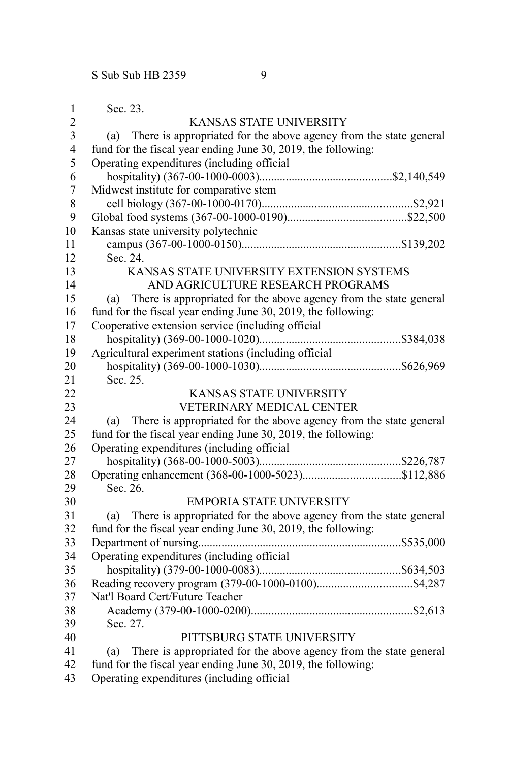Sec. 23.

KANSAS STATE UNIVERSITY

(a) There is appropriated for the above agency from the state general fund for the fiscal year ending June 30, 2019, the following:

Operating expenditures (including official hospitality) (367-00-1000-0003)............................................$2,140,549

Midwest institute for comparative stem cell biology (367-00-1000-0170)..................................................$2,921

Global food systems (367-00-1000-0190)........................................$22,500

Kansas state university polytechnic campus (367-00-1000-0150)....................................................$139,202

Sec. 24.

KANSAS STATE UNIVERSITY EXTENSION SYSTEMS AND AGRICULTURE RESEARCH PROGRAMS

(a) There is appropriated for the above agency from the state general fund for the fiscal year ending June 30, 2019, the following:

Cooperative extension service (including official hospitality) (369-00-1000-1020)...............................................$384,038

Agricultural experiment stations (including official hospitality) (369-00-1000-1030)...............................................$626,969

Sec. 25.

KANSAS STATE UNIVERSITY VETERINARY MEDICAL CENTER

(a) There is appropriated for the above agency from the state general fund for the fiscal year ending June 30, 2019, the following:

Operating expenditures (including official hospitality) (368-00-1000-5003)...............................................$226,787

Operating enhancement (368-00-1000-5023).................................$112,886

Sec. 26.

EMPORIA STATE UNIVERSITY

(a) There is appropriated for the above agency from the state general fund for the fiscal year ending June 30, 2019, the following:

Department of nursing....................................................................$535,000

Operating expenditures (including official hospitality) (379-00-1000-0083)...............................................$634,503

Reading recovery program (379-00-1000-0100)................................$4,287

Nat'l Board Cert/Future Teacher Academy (379-00-1000-0200).......................................................$2,613

Sec. 27.

PITTSBURG STATE UNIVERSITY

(a) There is appropriated for the above agency from the state general fund for the fiscal year ending June 30, 2019, the following:

Operating expenditures (including official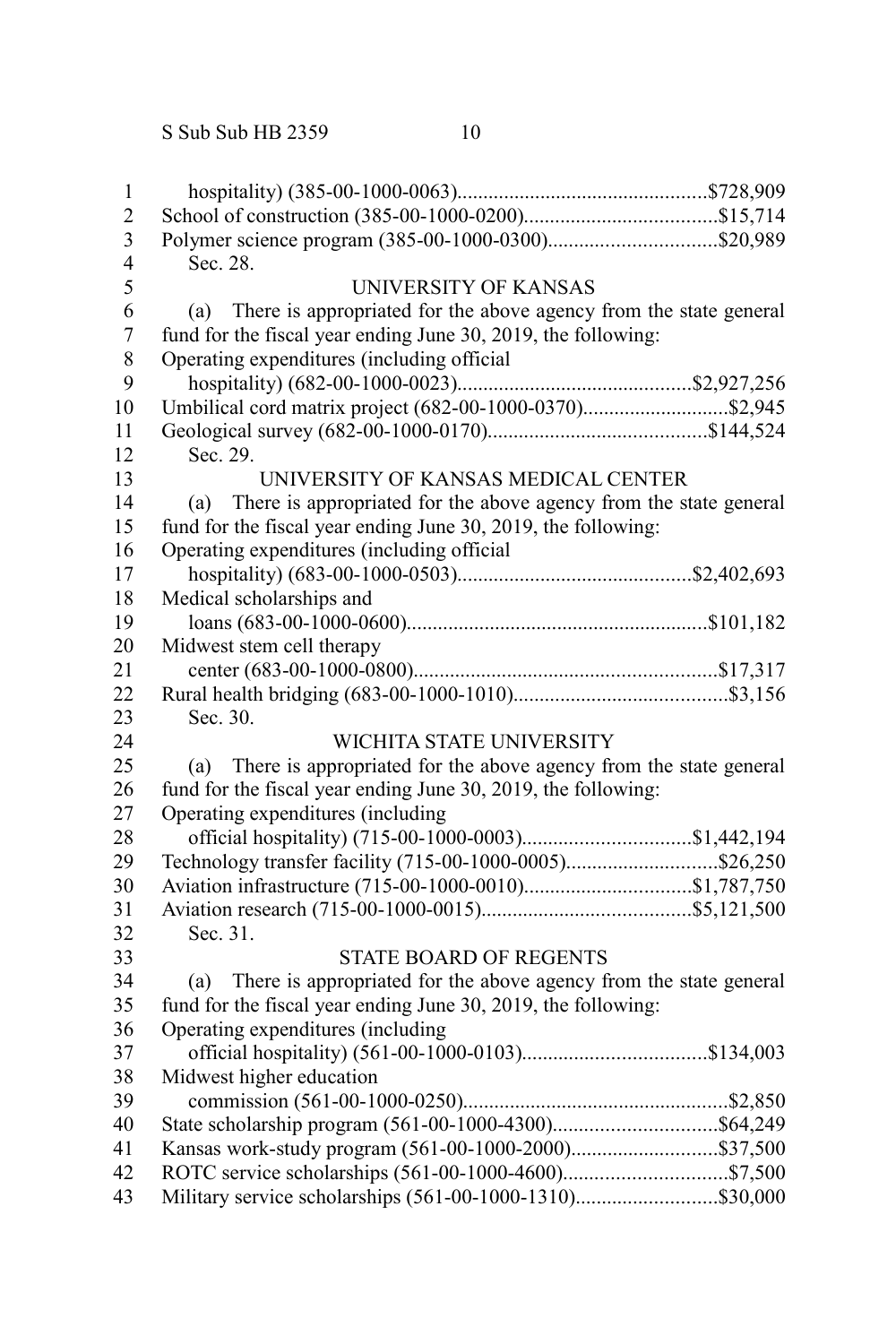hospitality) (385-00-1000-0063)................................................$728,909
School of construction (385-00-1000-0200).....................................$15,714
Polymer science program (385-00-1000-0300)................................$20,989

Sec. 28.

UNIVERSITY OF KANSAS

(a) There is appropriated for the above agency from the state general fund for the fiscal year ending June 30, 2019, the following:

Operating expenditures (including official
hospitality) (682-00-1000-0023).............................................$2,927,256
Umbilical cord matrix project (682-00-1000-0370)............................$2,945
Geological survey (682-00-1000-0170)..........................................$144,524

Sec. 29.

UNIVERSITY OF KANSAS MEDICAL CENTER

(a) There is appropriated for the above agency from the state general fund for the fiscal year ending June 30, 2019, the following:

Operating expenditures (including official
hospitality) (683-00-1000-0503).............................................$2,402,693
Medical scholarships and
loans (683-00-1000-0600)..........................................................$101,182
Midwest stem cell therapy
center (683-00-1000-0800)..........................................................$17,317
Rural health bridging (683-00-1000-1010).........................................$3,156

Sec. 30.

WICHITA STATE UNIVERSITY

(a) There is appropriated for the above agency from the state general fund for the fiscal year ending June 30, 2019, the following:

Operating expenditures (including
official hospitality) (715-00-1000-0003)................................$1,442,194
Technology transfer facility (715-00-1000-0005).............................$26,250
Aviation infrastructure (715-00-1000-0010)................................$1,787,750
Aviation research (715-00-1000-0015)........................................$5,121,500

Sec. 31.

STATE BOARD OF REGENTS

(a) There is appropriated for the above agency from the state general fund for the fiscal year ending June 30, 2019, the following:

Operating expenditures (including
official hospitality) (561-00-1000-0103)...................................$134,003
Midwest higher education
commission (561-00-1000-0250)...................................................$2,850
State scholarship program (561-00-1000-4300)...............................$64,249
Kansas work-study program (561-00-1000-2000)............................$37,500
ROTC service scholarships (561-00-1000-4600)...............................$7,500
Military service scholarships (561-00-1000-1310)...........................$30,000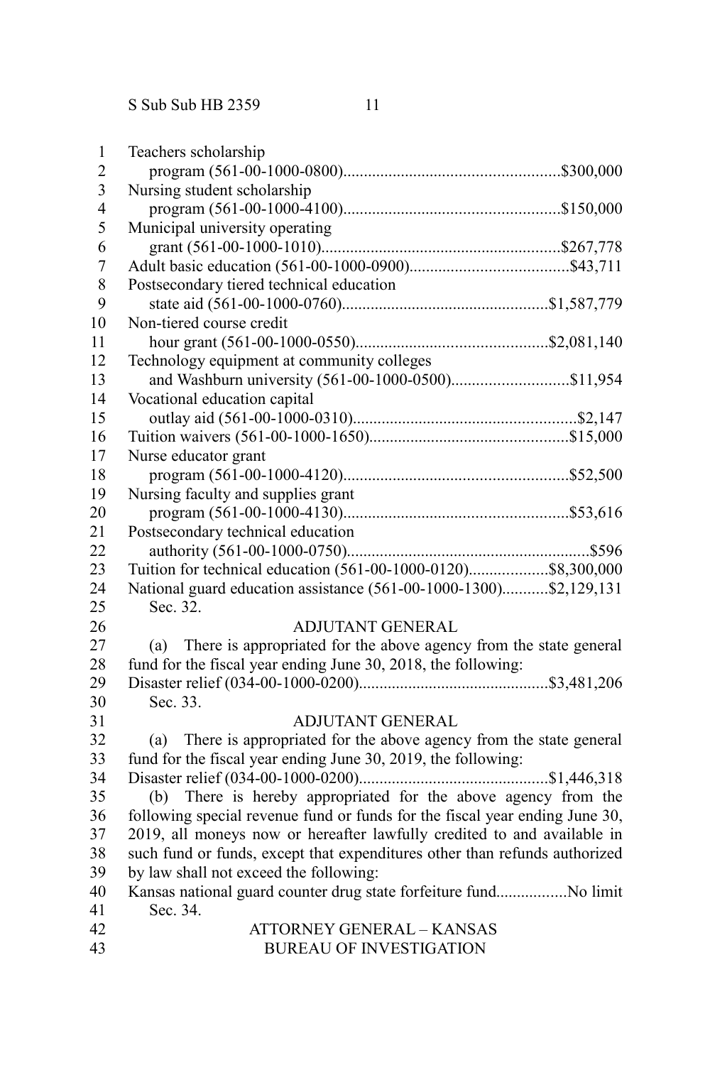Teachers scholarship
program (561-00-1000-0800)....................................................$300,000
Nursing student scholarship
program (561-00-1000-4100)....................................................$150,000
Municipal university operating
grant (561-00-1000-1010)..........................................................$267,778
Adult basic education (561-00-1000-0900)......................................$43,711
Postsecondary tiered technical education
state aid (561-00-1000-0760)..................................................$1,587,779
Non-tiered course credit
hour grant (561-00-1000-0550)..............................................$2,081,140
Technology equipment at community colleges
and Washburn university (561-00-1000-0500)............................$11,954
Vocational education capital
outlay aid (561-00-1000-0310).......................................................$2,147
Tuition waivers (561-00-1000-1650)................................................$15,000
Nurse educator grant
program (561-00-1000-4120)......................................................$52,500
Nursing faculty and supplies grant
program (561-00-1000-4130)......................................................$53,616
Postsecondary technical education
authority (561-00-1000-0750)...........................................................$596
Tuition for technical education (561-00-1000-0120)...................$8,300,000
National guard education assistance (561-00-1000-1300)...........$2,129,131

Sec. 32.

ADJUTANT GENERAL

(a) There is appropriated for the above agency from the state general fund for the fiscal year ending June 30, 2018, the following:

Disaster relief (034-00-1000-0200).............................................$3,481,206

Sec. 33.

ADJUTANT GENERAL

(a) There is appropriated for the above agency from the state general fund for the fiscal year ending June 30, 2019, the following:

Disaster relief (034-00-1000-0200).............................................$1,446,318

(b) There is hereby appropriated for the above agency from the following special revenue fund or funds for the fiscal year ending June 30, 2019, all moneys now or hereafter lawfully credited to and available in such fund or funds, except that expenditures other than refunds authorized by law shall not exceed the following:

Kansas national guard counter drug state forfeiture fund.................No limit

Sec. 34.

ATTORNEY GENERAL – KANSAS
BUREAU OF INVESTIGATION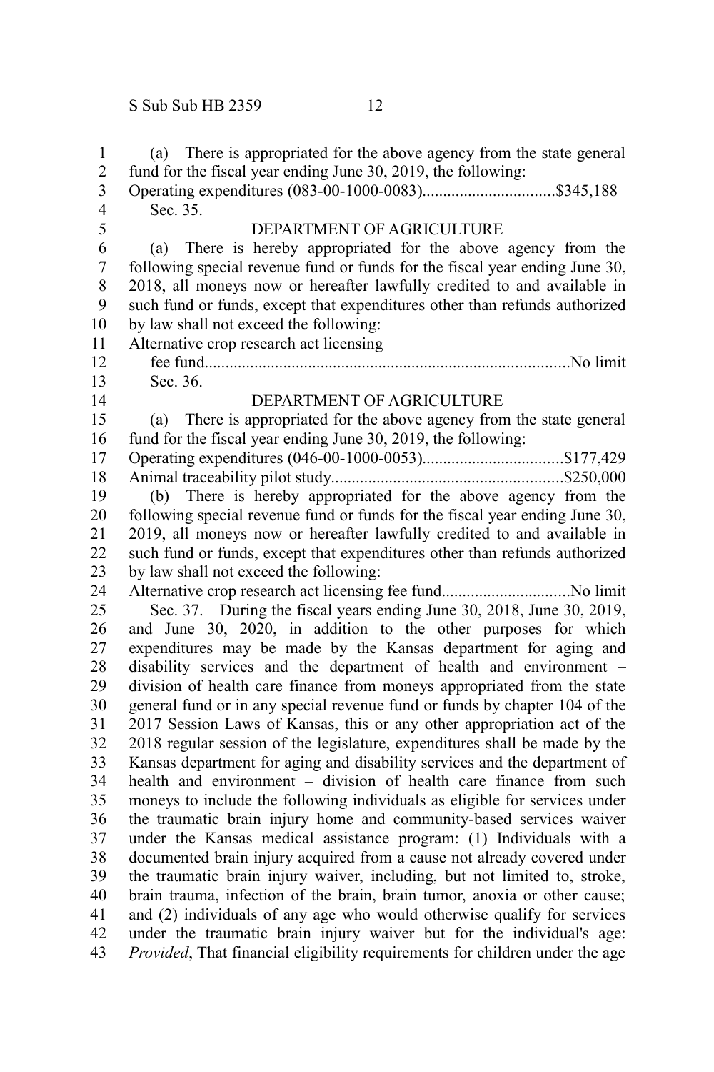(a) There is appropriated for the above agency from the state general fund for the fiscal year ending June 30, 2019, the following:

Operating expenditures (083-00-1000-0083)................................$345,188

Sec. 35.

DEPARTMENT OF AGRICULTURE

(a) There is hereby appropriated for the above agency from the following special revenue fund or funds for the fiscal year ending June 30, 2018, all moneys now or hereafter lawfully credited to and available in such fund or funds, except that expenditures other than refunds authorized by law shall not exceed the following:

Alternative crop research act licensing fee fund........................................................................................No limit

Sec. 36.

DEPARTMENT OF AGRICULTURE

(a) There is appropriated for the above agency from the state general fund for the fiscal year ending June 30, 2019, the following:

Operating expenditures (046-00-1000-0053)..................................$177,429

Animal traceability pilot study........................................................$250,000

(b) There is hereby appropriated for the above agency from the following special revenue fund or funds for the fiscal year ending June 30, 2019, all moneys now or hereafter lawfully credited to and available in such fund or funds, except that expenditures other than refunds authorized by law shall not exceed the following:

Alternative crop research act licensing fee fund...............................No limit

Sec. 37. During the fiscal years ending June 30, 2018, June 30, 2019, and June 30, 2020, in addition to the other purposes for which expenditures may be made by the Kansas department for aging and disability services and the department of health and environment – division of health care finance from moneys appropriated from the state general fund or in any special revenue fund or funds by chapter 104 of the 2017 Session Laws of Kansas, this or any other appropriation act of the 2018 regular session of the legislature, expenditures shall be made by the Kansas department for aging and disability services and the department of health and environment – division of health care finance from such moneys to include the following individuals as eligible for services under the traumatic brain injury home and community-based services waiver under the Kansas medical assistance program: (1) Individuals with a documented brain injury acquired from a cause not already covered under the traumatic brain injury waiver, including, but not limited to, stroke, brain trauma, infection of the brain, brain tumor, anoxia or other cause; and (2) individuals of any age who would otherwise qualify for services under the traumatic brain injury waiver but for the individual's age: *Provided*, That financial eligibility requirements for children under the age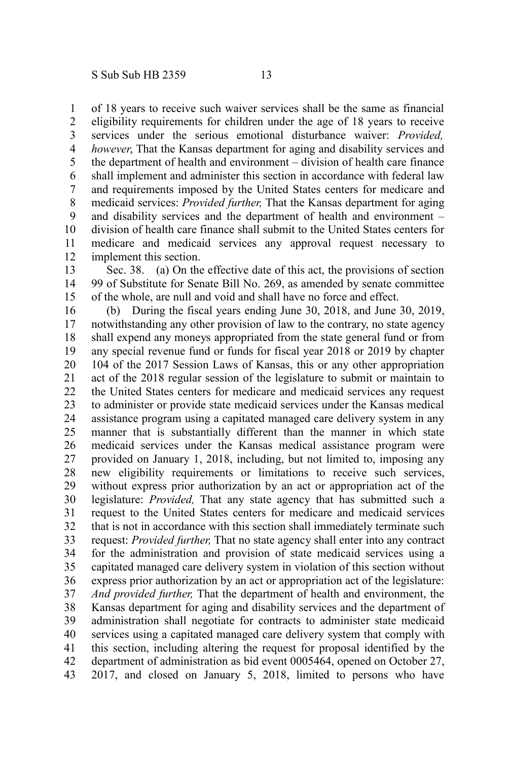of 18 years to receive such waiver services shall be the same as financial eligibility requirements for children under the age of 18 years to receive services under the serious emotional disturbance waiver: *Provided, however*, That the Kansas department for aging and disability services and the department of health and environment – division of health care finance shall implement and administer this section in accordance with federal law and requirements imposed by the United States centers for medicare and medicaid services: *Provided further,* That the Kansas department for aging and disability services and the department of health and environment – division of health care finance shall submit to the United States centers for medicare and medicaid services any approval request necessary to implement this section.

Sec. 38. (a) On the effective date of this act, the provisions of section 99 of Substitute for Senate Bill No. 269, as amended by senate committee of the whole, are null and void and shall have no force and effect.

(b) During the fiscal years ending June 30, 2018, and June 30, 2019, notwithstanding any other provision of law to the contrary, no state agency shall expend any moneys appropriated from the state general fund or from any special revenue fund or funds for fiscal year 2018 or 2019 by chapter 104 of the 2017 Session Laws of Kansas, this or any other appropriation act of the 2018 regular session of the legislature to submit or maintain to the United States centers for medicare and medicaid services any request to administer or provide state medicaid services under the Kansas medical assistance program using a capitated managed care delivery system in any manner that is substantially different than the manner in which state medicaid services under the Kansas medical assistance program were provided on January 1, 2018, including, but not limited to, imposing any new eligibility requirements or limitations to receive such services, without express prior authorization by an act or appropriation act of the legislature: *Provided,* That any state agency that has submitted such a request to the United States centers for medicare and medicaid services that is not in accordance with this section shall immediately terminate such request: *Provided further,* That no state agency shall enter into any contract for the administration and provision of state medicaid services using a capitated managed care delivery system in violation of this section without express prior authorization by an act or appropriation act of the legislature: *And provided further,* That the department of health and environment, the Kansas department for aging and disability services and the department of administration shall negotiate for contracts to administer state medicaid services using a capitated managed care delivery system that comply with this section, including altering the request for proposal identified by the department of administration as bid event 0005464, opened on October 27, 2017, and closed on January 5, 2018, limited to persons who have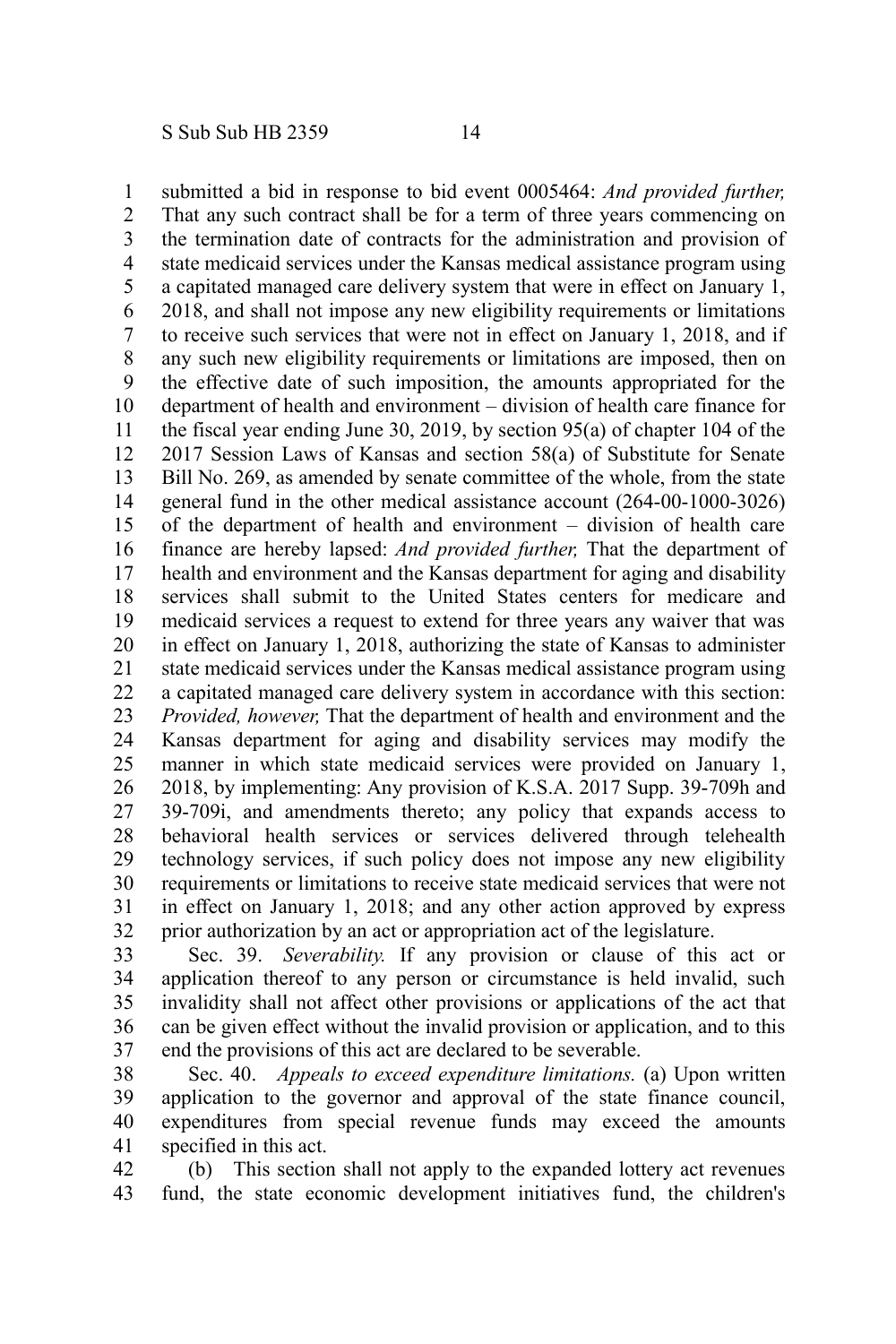submitted a bid in response to bid event 0005464: *And provided further,* That any such contract shall be for a term of three years commencing on the termination date of contracts for the administration and provision of state medicaid services under the Kansas medical assistance program using a capitated managed care delivery system that were in effect on January 1, 2018, and shall not impose any new eligibility requirements or limitations to receive such services that were not in effect on January 1, 2018, and if any such new eligibility requirements or limitations are imposed, then on the effective date of such imposition, the amounts appropriated for the department of health and environment – division of health care finance for the fiscal year ending June 30, 2019, by section 95(a) of chapter 104 of the 2017 Session Laws of Kansas and section 58(a) of Substitute for Senate Bill No. 269, as amended by senate committee of the whole, from the state general fund in the other medical assistance account (264-00-1000-3026) of the department of health and environment – division of health care finance are hereby lapsed: *And provided further,* That the department of health and environment and the Kansas department for aging and disability services shall submit to the United States centers for medicare and medicaid services a request to extend for three years any waiver that was in effect on January 1, 2018, authorizing the state of Kansas to administer state medicaid services under the Kansas medical assistance program using a capitated managed care delivery system in accordance with this section: *Provided, however,* That the department of health and environment and the Kansas department for aging and disability services may modify the manner in which state medicaid services were provided on January 1, 2018, by implementing: Any provision of K.S.A. 2017 Supp. 39-709h and 39-709i, and amendments thereto; any policy that expands access to behavioral health services or services delivered through telehealth technology services, if such policy does not impose any new eligibility requirements or limitations to receive state medicaid services that were not in effect on January 1, 2018; and any other action approved by express prior authorization by an act or appropriation act of the legislature.

Sec. 39. *Severability.* If any provision or clause of this act or application thereof to any person or circumstance is held invalid, such invalidity shall not affect other provisions or applications of the act that can be given effect without the invalid provision or application, and to this end the provisions of this act are declared to be severable.

Sec. 40. *Appeals to exceed expenditure limitations.* (a) Upon written application to the governor and approval of the state finance council, expenditures from special revenue funds may exceed the amounts specified in this act.

(b) This section shall not apply to the expanded lottery act revenues fund, the state economic development initiatives fund, the children's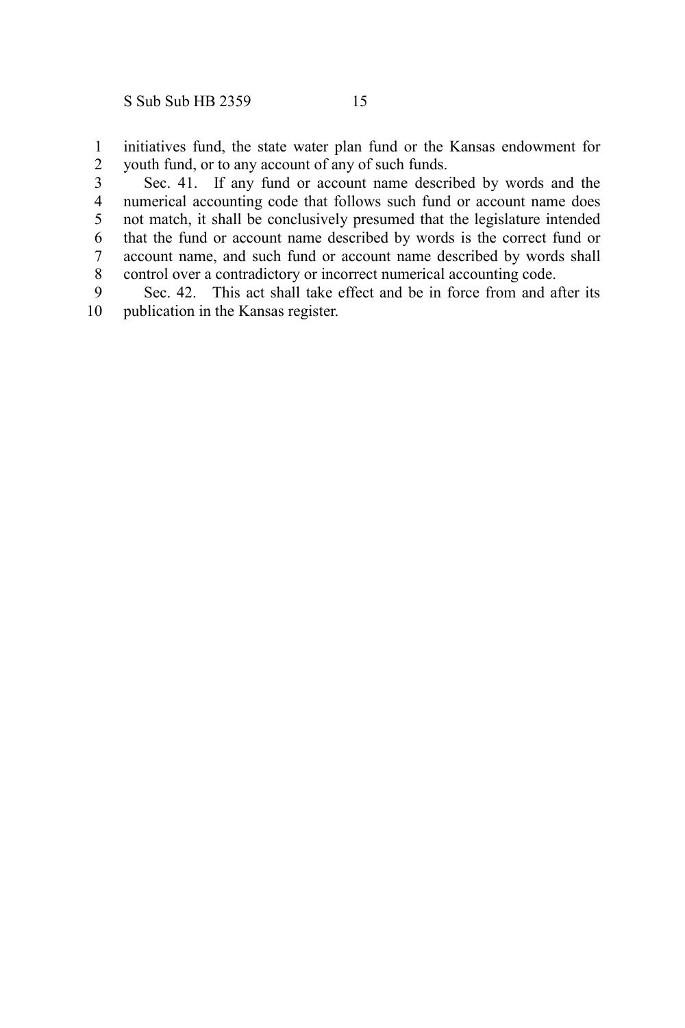initiatives fund, the state water plan fund or the Kansas endowment for youth fund, or to any account of any of such funds.

Sec. 41. If any fund or account name described by words and the numerical accounting code that follows such fund or account name does not match, it shall be conclusively presumed that the legislature intended that the fund or account name described by words is the correct fund or account name, and such fund or account name described by words shall control over a contradictory or incorrect numerical accounting code.

Sec. 42. This act shall take effect and be in force from and after its publication in the Kansas register.